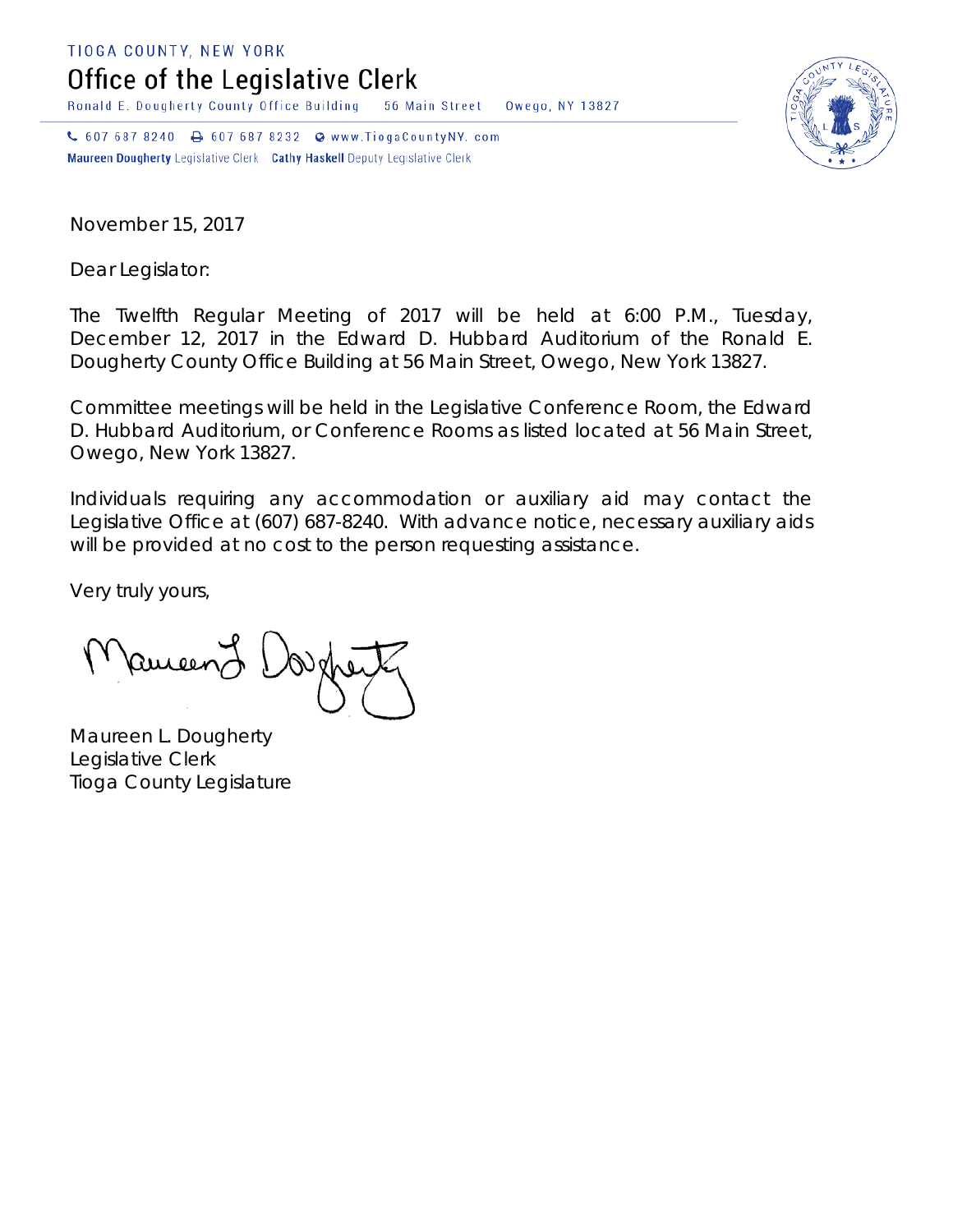TIOGA COUNTY, NEW YORK

# Office of the Legislative Clerk

Ronald E. Dougherty County Office Building 56 Main Street Owego, NY 13827

607 687 8240 607 687 8232 www.TiogaCountyNY.com

**Maureen Dougherty** Legislative Clerk **Cathy Haskell** Deputy Legislative Clerk

November 15, 2017

Dear Legislator:

The Twelfth Regular Meeting of 2017 will be held at 6:00 P.M., Tuesday, December 12, 2017 in the Edward D. Hubbard Auditorium of the Ronald E. Dougherty County Office Building at 56 Main Street, Owego, New York 13827.

Committee meetings will be held in the Legislative Conference Room, the Edward D. Hubbard Auditorium, or Conference Rooms as listed located at 56 Main Street, Owego, New York 13827.

Individuals requiring any accommodation or auxiliary aid may contact the Legislative Office at (607) 687-8240. With advance notice, necessary auxiliary aids will be provided at no cost to the person requesting assistance.

Very truly yours,

Maureen L. Dougherty
Legislative Clerk
Tioga County Legislature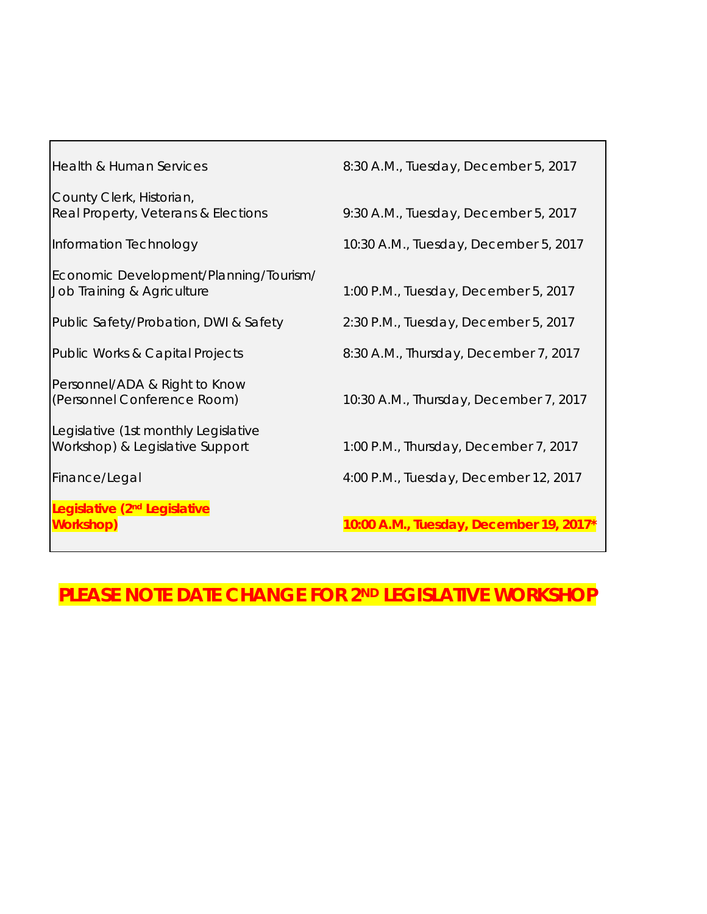| | |
|---|---|
| Health & Human Services | 8:30 A.M., Tuesday, December 5, 2017 |
| County Clerk, Historian, Real Property, Veterans & Elections | 9:30 A.M., Tuesday, December 5, 2017 |
| Information Technology | 10:30 A.M., Tuesday, December 5, 2017 |
| Economic Development/Planning/Tourism/ Job Training & Agriculture | 1:00 P.M., Tuesday, December 5, 2017 |
| Public Safety/Probation, DWI & Safety | 2:30 P.M., Tuesday, December 5, 2017 |
| Public Works & Capital Projects | 8:30 A.M., Thursday, December 7, 2017 |
| Personnel/ADA & Right to Know (Personnel Conference Room) | 10:30 A.M., Thursday, December 7, 2017 |
| Legislative (1st monthly Legislative Workshop) & Legislative Support | 1:00 P.M., Thursday, December 7, 2017 |
| Finance/Legal | 4:00 P.M., Tuesday, December 12, 2017 |
| **Legislative (2nd Legislative Workshop)** | **10:00 A.M., Tuesday, December 19, 2017*** |

**PLEASE NOTE DATE CHANGE FOR 2ND LEGISLATIVE WORKSHOP**